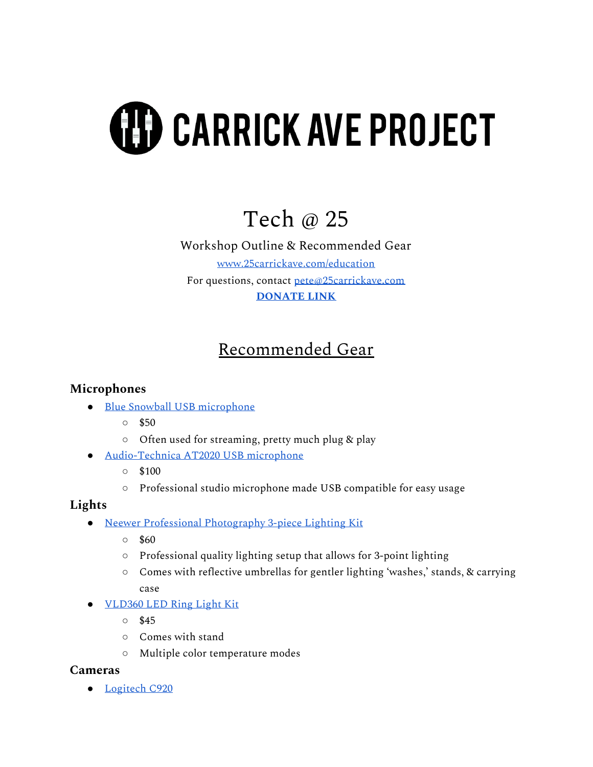# CARRICK AVE PROJECT

## Tech @ 25

Workshop Outline & Recommended Gear

[www.25carrickave.com/education](http://www.25carrickave.com/education)

For questions, contact [pete@25carrickave.com](mailto:pete@25carrickave.com)

**[DONATE LINK]()**

## Recommended Gear

### Microphones

- [Blue Snowball USB microphone]()
  - $50
  - Often used for streaming, pretty much plug & play
- [Audio-Technica AT2020 USB microphone]()
  - $100
  - Professional studio microphone made USB compatible for easy usage

### Lights

- [Neewer Professional Photography 3-piece Lighting Kit]()
  - $60
  - Professional quality lighting setup that allows for 3-point lighting
  - Comes with reflective umbrellas for gentler lighting 'washes,' stands, & carrying case
- [VLD360 LED Ring Light Kit]()
  - $45
  - Comes with stand
  - Multiple color temperature modes

### Cameras

- [Logitech C920]()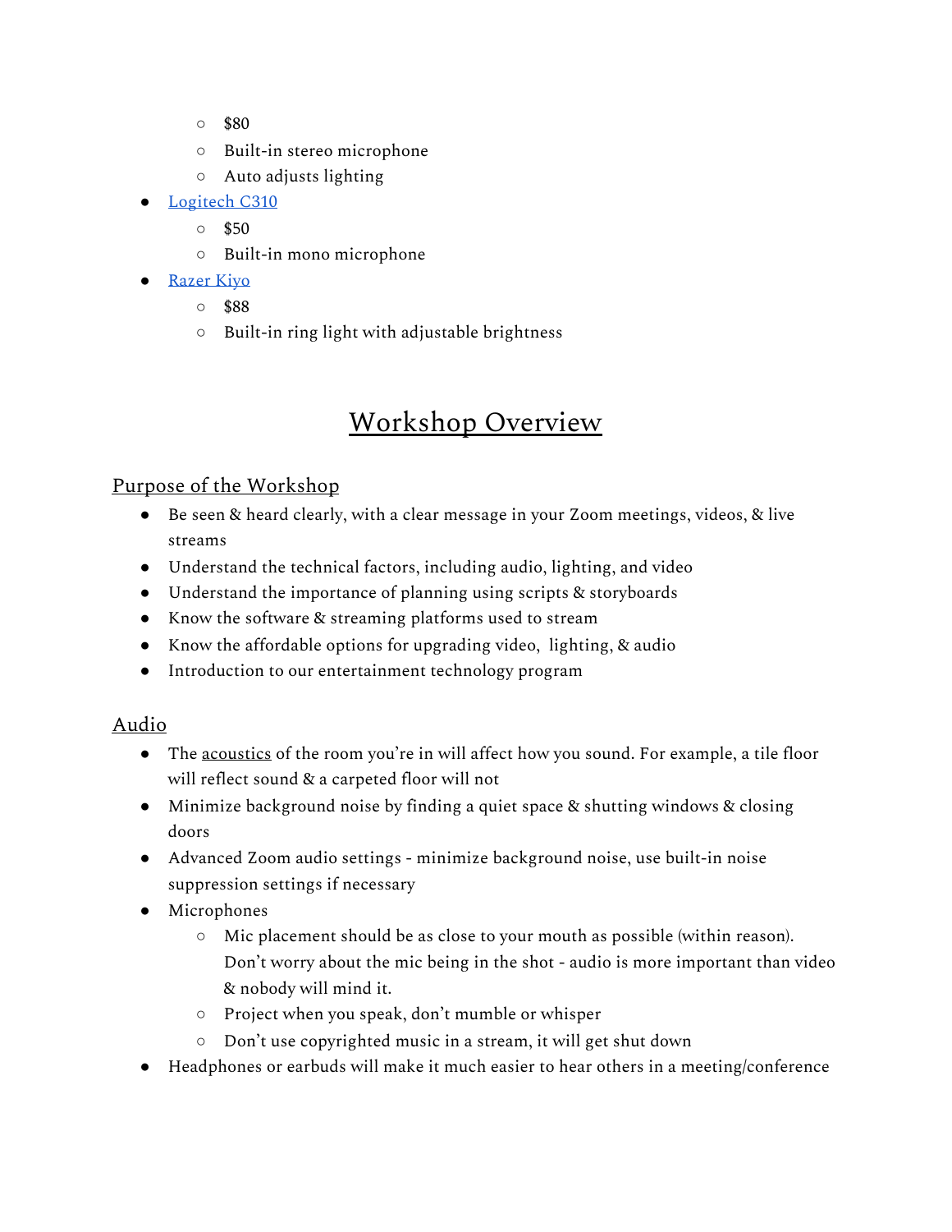- $80
    - Built-in stereo microphone
    - Auto adjusts lighting
- [Logitech C310]
    - $50
    - Built-in mono microphone
- [Razer Kiyo]
    - $88
    - Built-in ring light with adjustable brightness

# Workshop Overview

## Purpose of the Workshop

- Be seen & heard clearly, with a clear message in your Zoom meetings, videos, & live streams
- Understand the technical factors, including audio, lighting, and video
- Understand the importance of planning using scripts & storyboards
- Know the software & streaming platforms used to stream
- Know the affordable options for upgrading video, lighting, & audio
- Introduction to our entertainment technology program

## Audio

- The acoustics of the room you're in will affect how you sound. For example, a tile floor will reflect sound & a carpeted floor will not
- Minimize background noise by finding a quiet space & shutting windows & closing doors
- Advanced Zoom audio settings - minimize background noise, use built-in noise suppression settings if necessary
- Microphones
    - Mic placement should be as close to your mouth as possible (within reason). Don't worry about the mic being in the shot - audio is more important than video & nobody will mind it.
    - Project when you speak, don't mumble or whisper
    - Don't use copyrighted music in a stream, it will get shut down
- Headphones or earbuds will make it much easier to hear others in a meeting/conference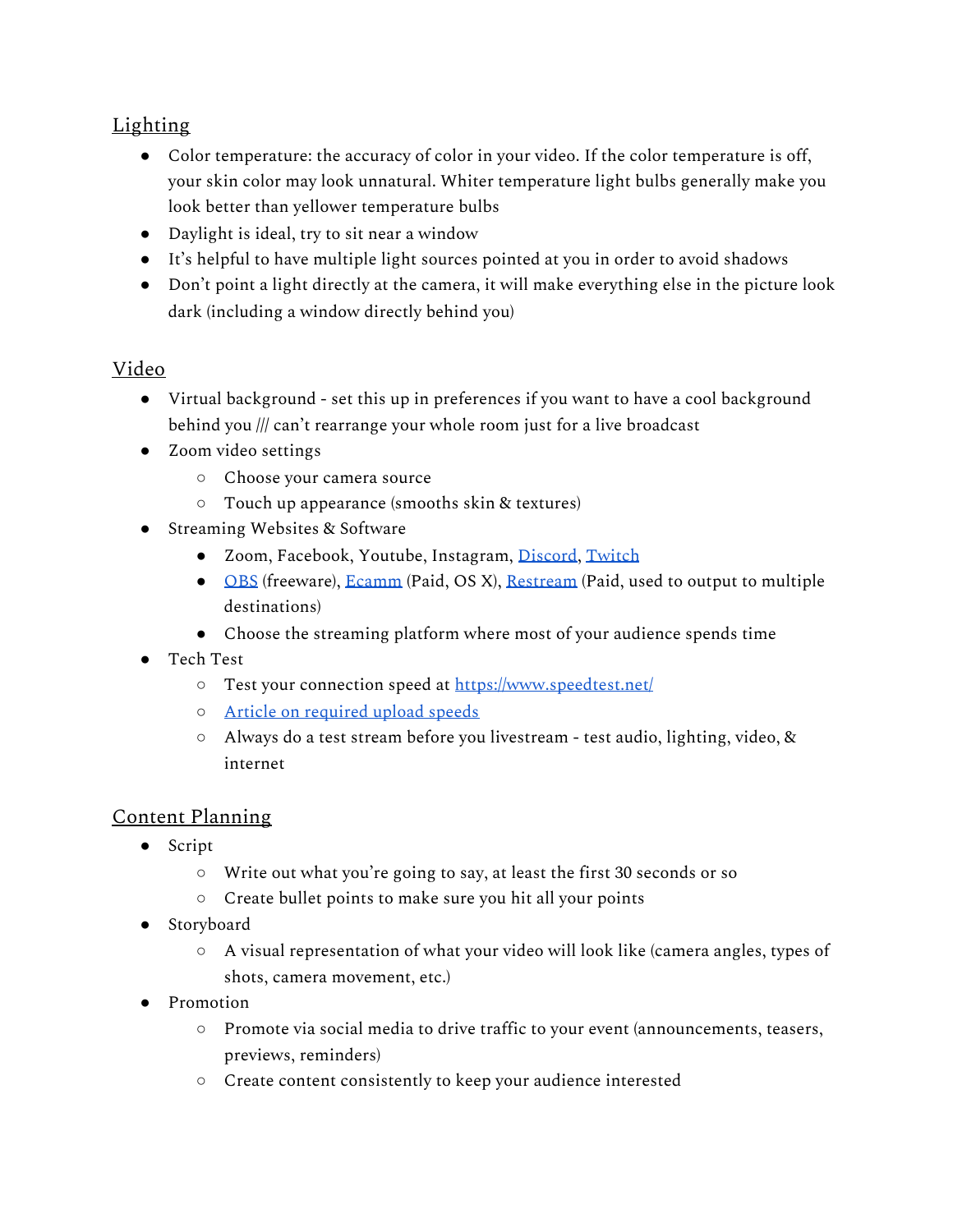## Lighting

- Color temperature: the accuracy of color in your video. If the color temperature is off, your skin color may look unnatural. Whiter temperature light bulbs generally make you look better than yellower temperature bulbs
- Daylight is ideal, try to sit near a window
- It's helpful to have multiple light sources pointed at you in order to avoid shadows
- Don't point a light directly at the camera, it will make everything else in the picture look dark (including a window directly behind you)

## Video

- Virtual background - set this up in preferences if you want to have a cool background behind you /// can't rearrange your whole room just for a live broadcast
- Zoom video settings
  - Choose your camera source
  - Touch up appearance (smooths skin & textures)
- Streaming Websites & Software
  - Zoom, Facebook, Youtube, Instagram, Discord, Twitch
  - OBS (freeware), Ecamm (Paid, OS X), Restream (Paid, used to output to multiple destinations)
  - Choose the streaming platform where most of your audience spends time
- Tech Test
  - Test your connection speed at https://www.speedtest.net/
  - Article on required upload speeds
  - Always do a test stream before you livestream - test audio, lighting, video, & internet

## Content Planning

- Script
  - Write out what you're going to say, at least the first 30 seconds or so
  - Create bullet points to make sure you hit all your points
- Storyboard
  - A visual representation of what your video will look like (camera angles, types of shots, camera movement, etc.)
- Promotion
  - Promote via social media to drive traffic to your event (announcements, teasers, previews, reminders)
  - Create content consistently to keep your audience interested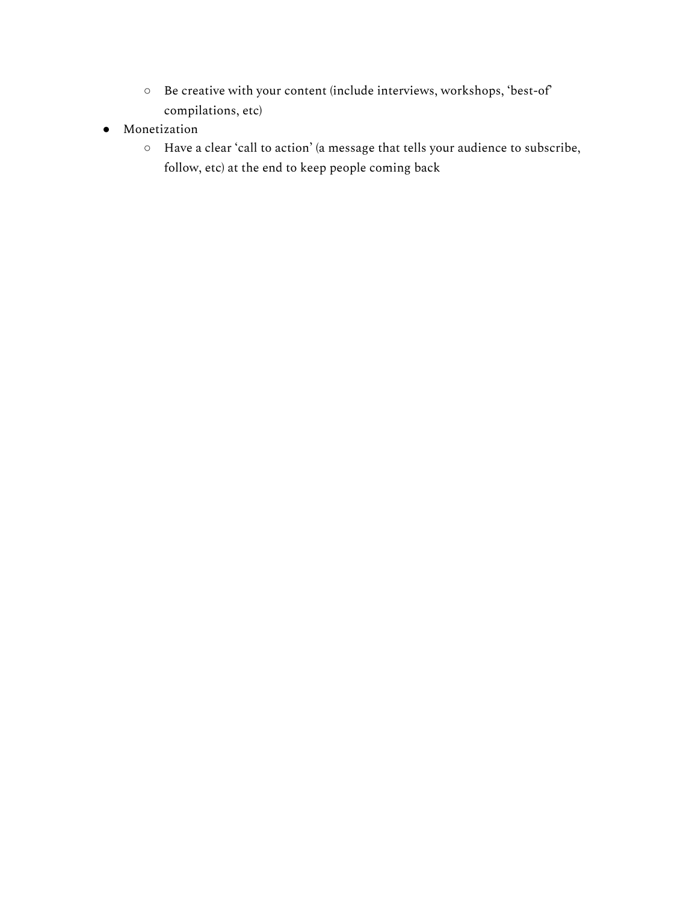- Be creative with your content (include interviews, workshops, 'best-of' compilations, etc)
- Monetization
    - Have a clear 'call to action' (a message that tells your audience to subscribe, follow, etc) at the end to keep people coming back